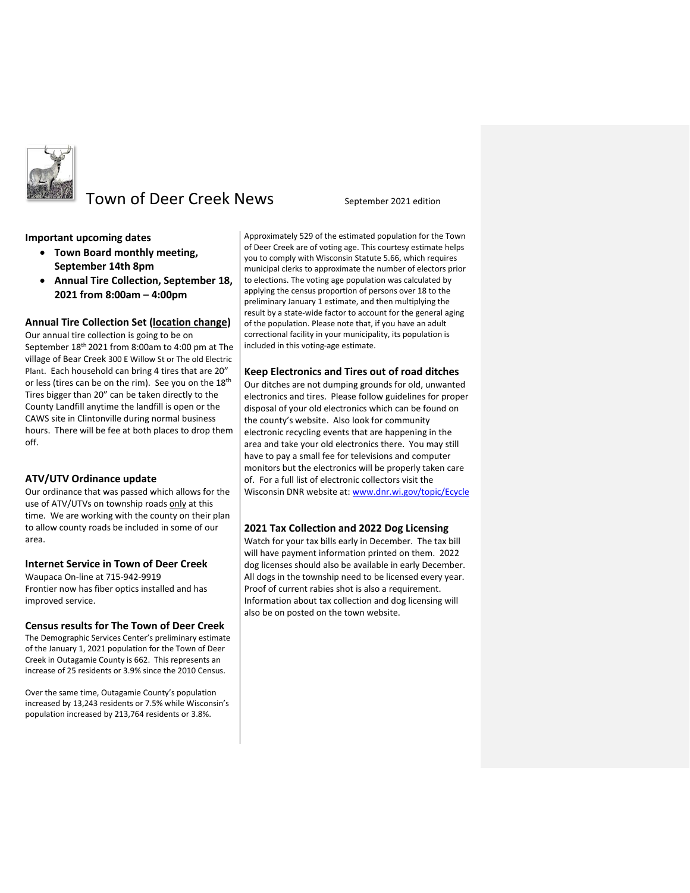# Town of Deer Creek News

September 2021 edition

**Important upcoming dates**

- **Town Board monthly meeting, September 14th 8pm**
- **Annual Tire Collection, September 18, 2021 from 8:00am – 4:00pm**

## Annual Tire Collection Set (location change)

Our annual tire collection is going to be on September 18th 2021 from 8:00am to 4:00 pm at The village of Bear Creek 300 E Willow St or The old Electric Plant. Each household can bring 4 tires that are 20" or less (tires can be on the rim). See you on the 18th Tires bigger than 20" can be taken directly to the County Landfill anytime the landfill is open or the CAWS site in Clintonville during normal business hours. There will be fee at both places to drop them off.

## ATV/UTV Ordinance update

Our ordinance that was passed which allows for the use of ATV/UTVs on township roads only at this time. We are working with the county on their plan to allow county roads be included in some of our area.

## Internet Service in Town of Deer Creek

Waupaca On-line at 715-942-9919
Frontier now has fiber optics installed and has improved service.

## Census results for The Town of Deer Creek

The Demographic Services Center's preliminary estimate of the January 1, 2021 population for the Town of Deer Creek in Outagamie County is 662. This represents an increase of 25 residents or 3.9% since the 2010 Census.

Over the same time, Outagamie County's population increased by 13,243 residents or 7.5% while Wisconsin's population increased by 213,764 residents or 3.8%.

Approximately 529 of the estimated population for the Town of Deer Creek are of voting age. This courtesy estimate helps you to comply with Wisconsin Statute 5.66, which requires municipal clerks to approximate the number of electors prior to elections. The voting age population was calculated by applying the census proportion of persons over 18 to the preliminary January 1 estimate, and then multiplying the result by a state-wide factor to account for the general aging of the population. Please note that, if you have an adult correctional facility in your municipality, its population is included in this voting-age estimate.

## Keep Electronics and Tires out of road ditches

Our ditches are not dumping grounds for old, unwanted electronics and tires. Please follow guidelines for proper disposal of your old electronics which can be found on the county's website. Also look for community electronic recycling events that are happening in the area and take your old electronics there. You may still have to pay a small fee for televisions and computer monitors but the electronics will be properly taken care of. For a full list of electronic collectors visit the Wisconsin DNR website at: www.dnr.wi.gov/topic/Ecycle

## 2021 Tax Collection and 2022 Dog Licensing

Watch for your tax bills early in December. The tax bill will have payment information printed on them. 2022 dog licenses should also be available in early December. All dogs in the township need to be licensed every year. Proof of current rabies shot is also a requirement. Information about tax collection and dog licensing will also be on posted on the town website.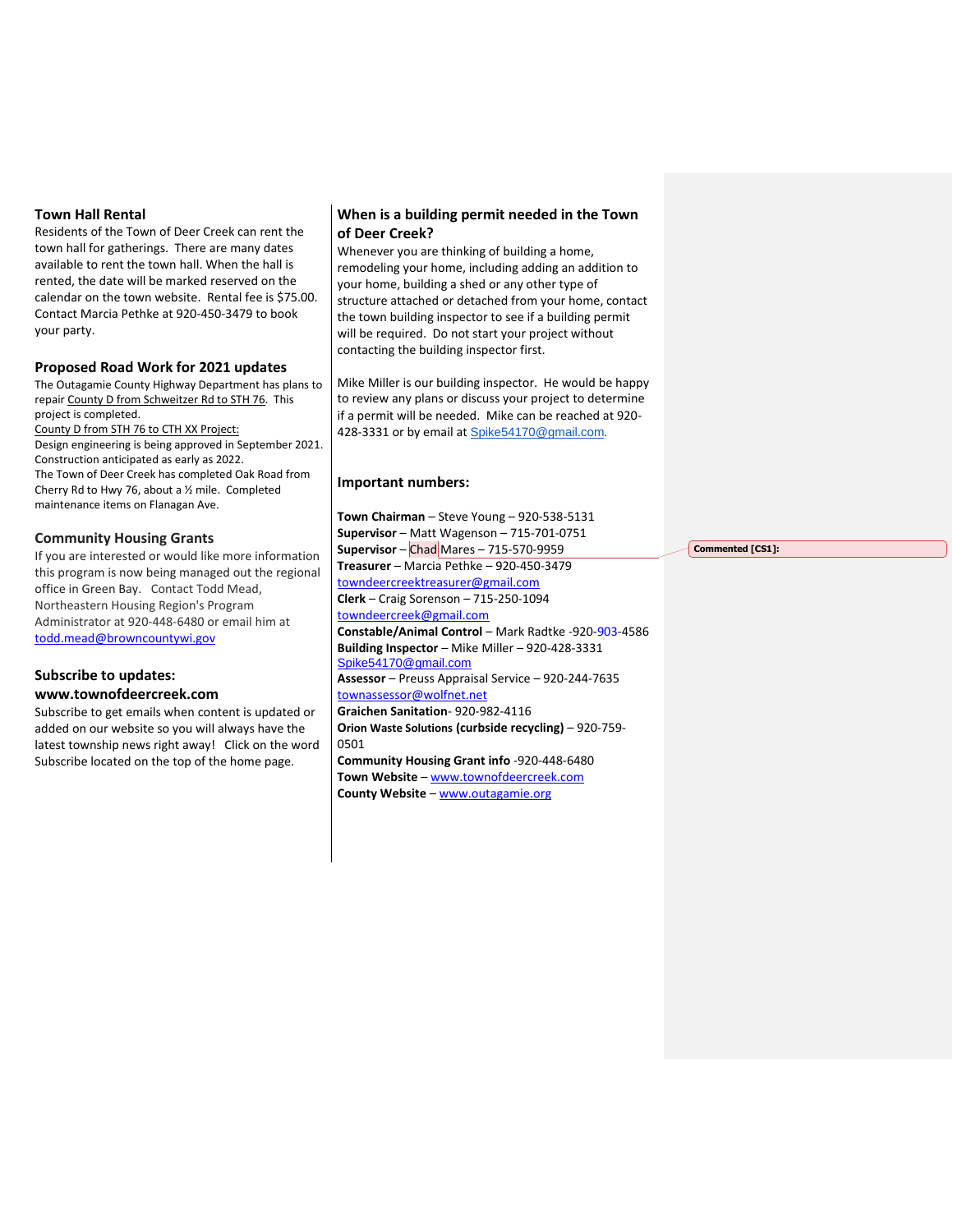## Town Hall Rental

Residents of the Town of Deer Creek can rent the town hall for gatherings. There are many dates available to rent the town hall. When the hall is rented, the date will be marked reserved on the calendar on the town website. Rental fee is $75.00. Contact Marcia Pethke at 920-450-3479 to book your party.

## Proposed Road Work for 2021 updates

The Outagamie County Highway Department has plans to repair County D from Schweitzer Rd to STH 76. This project is completed.

County D from STH 76 to CTH XX Project:

Design engineering is being approved in September 2021. Construction anticipated as early as 2022.

The Town of Deer Creek has completed Oak Road from Cherry Rd to Hwy 76, about a ½ mile. Completed maintenance items on Flanagan Ave.

## Community Housing Grants

If you are interested or would like more information this program is now being managed out the regional office in Green Bay. Contact Todd Mead, Northeastern Housing Region's Program Administrator at 920-448-6480 or email him at todd.mead@browncountywi.gov

## Subscribe to updates: www.townofdeercreek.com

Subscribe to get emails when content is updated or added on our website so you will always have the latest township news right away! Click on the word Subscribe located on the top of the home page.

## When is a building permit needed in the Town of Deer Creek?

Whenever you are thinking of building a home, remodeling your home, including adding an addition to your home, building a shed or any other type of structure attached or detached from your home, contact the town building inspector to see if a building permit will be required. Do not start your project without contacting the building inspector first.

Mike Miller is our building inspector. He would be happy to review any plans or discuss your project to determine if a permit will be needed. Mike can be reached at 920-428-3331 or by email at Spike54170@gmail.com.

## Important numbers:

**Town Chairman** – Steve Young – 920-538-5131
**Supervisor** – Matt Wagenson – 715-701-0751
**Supervisor** – Chad Mares – 715-570-9959
**Treasurer** – Marcia Pethke – 920-450-3479
towndeercreektreasurer@gmail.com
**Clerk** – Craig Sorenson – 715-250-1094
towndeercreek@gmail.com
**Constable/Animal Control** – Mark Radtke -920-903-4586
**Building Inspector** – Mike Miller – 920-428-3331
Spike54170@gmail.com
**Assessor** – Preuss Appraisal Service – 920-244-7635
townassessor@wolfnet.net
**Graichen Sanitation**- 920-982-4116
**Orion Waste Solutions (curbside recycling)** – 920-759-0501
**Community Housing Grant info** -920-448-6480
**Town Website** – www.townofdeercreek.com
**County Website** – www.outagamie.org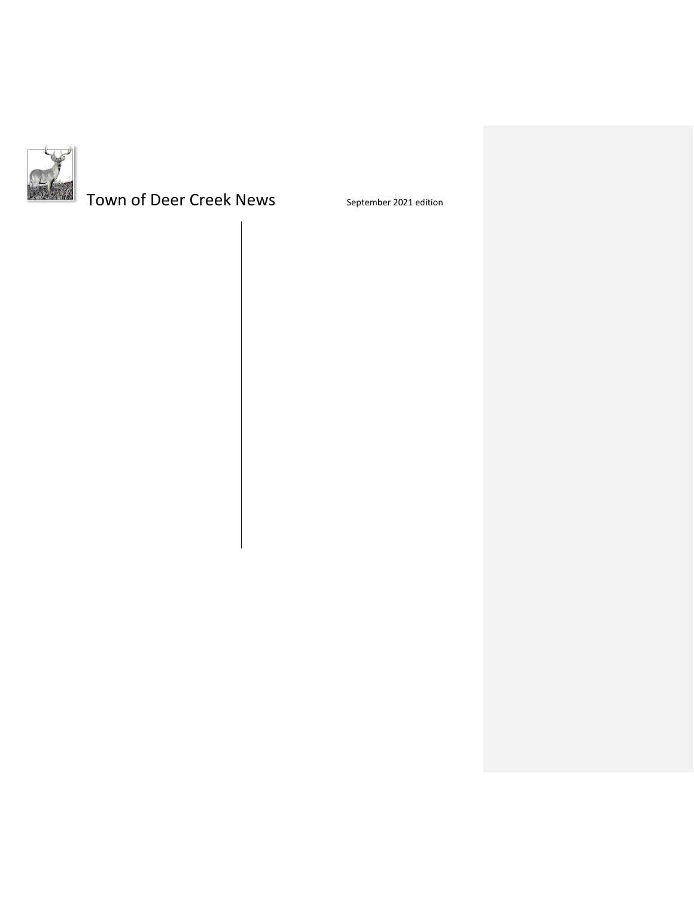# Town of Deer Creek News

September 2021 edition